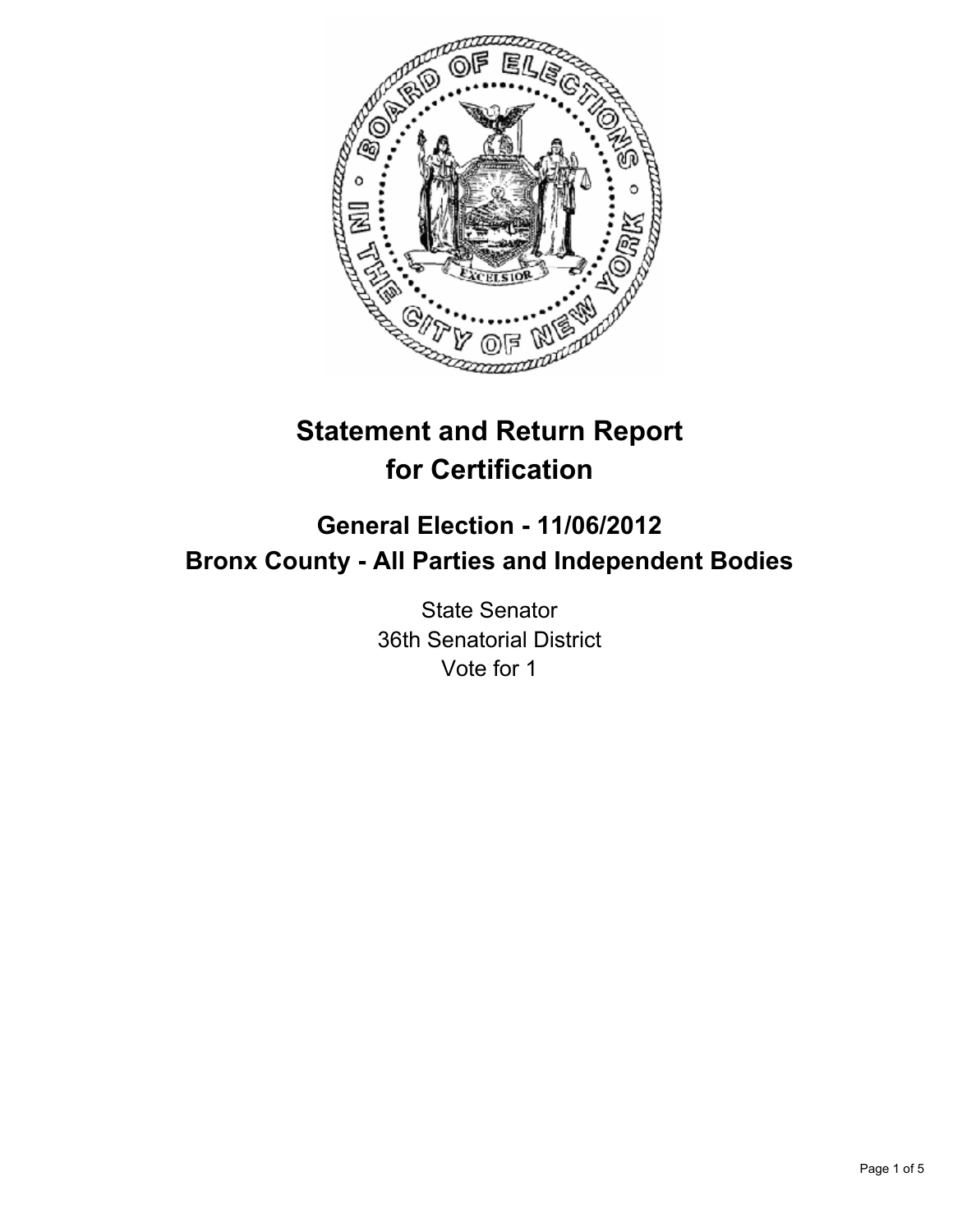# Statement and Return Report for Certification

## General Election - 11/06/2012
## Bronx County - All Parties and Independent Bodies

State Senator
36th Senatorial District
Vote for 1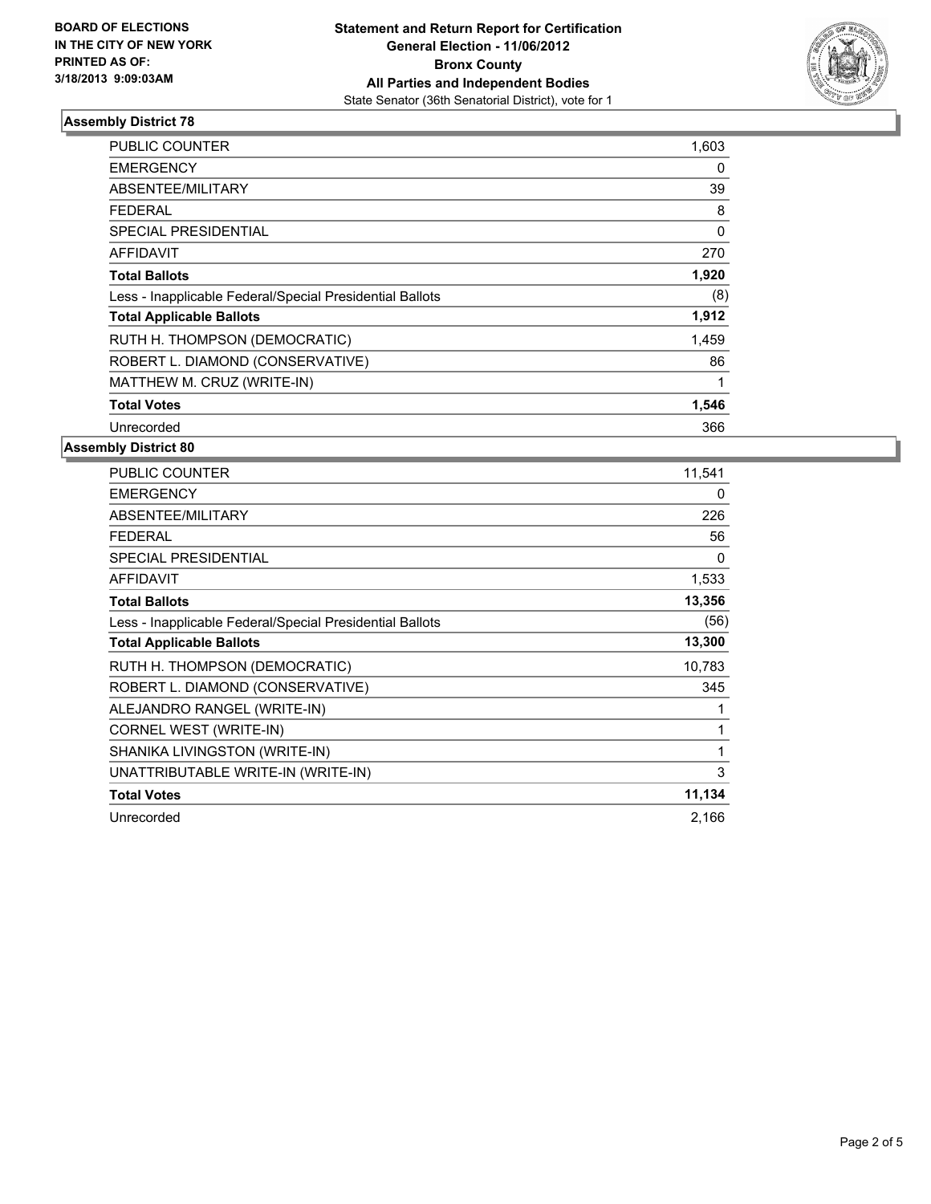**BOARD OF ELECTIONS IN THE CITY OF NEW YORK PRINTED AS OF: 3/18/2013 9:09:03AM**

**Statement and Return Report for Certification**
**General Election - 11/06/2012**
**Bronx County**
**All Parties and Independent Bodies**
State Senator (36th Senatorial District), vote for 1

### Assembly District 78

| | |
|---|---|
| PUBLIC COUNTER | 1,603 |
| EMERGENCY | 0 |
| ABSENTEE/MILITARY | 39 |
| FEDERAL | 8 |
| SPECIAL PRESIDENTIAL | 0 |
| AFFIDAVIT | 270 |
| **Total Ballots** | **1,920** |
| Less - Inapplicable Federal/Special Presidential Ballots | (8) |
| **Total Applicable Ballots** | **1,912** |
| RUTH H. THOMPSON (DEMOCRATIC) | 1,459 |
| ROBERT L. DIAMOND (CONSERVATIVE) | 86 |
| MATTHEW M. CRUZ (WRITE-IN) | 1 |
| **Total Votes** | **1,546** |
| Unrecorded | 366 |

### Assembly District 80

| | |
|---|---|
| PUBLIC COUNTER | 11,541 |
| EMERGENCY | 0 |
| ABSENTEE/MILITARY | 226 |
| FEDERAL | 56 |
| SPECIAL PRESIDENTIAL | 0 |
| AFFIDAVIT | 1,533 |
| **Total Ballots** | **13,356** |
| Less - Inapplicable Federal/Special Presidential Ballots | (56) |
| **Total Applicable Ballots** | **13,300** |
| RUTH H. THOMPSON (DEMOCRATIC) | 10,783 |
| ROBERT L. DIAMOND (CONSERVATIVE) | 345 |
| ALEJANDRO RANGEL (WRITE-IN) | 1 |
| CORNEL WEST (WRITE-IN) | 1 |
| SHANIKA LIVINGSTON (WRITE-IN) | 1 |
| UNATTRIBUTABLE WRITE-IN (WRITE-IN) | 3 |
| **Total Votes** | **11,134** |
| Unrecorded | 2,166 |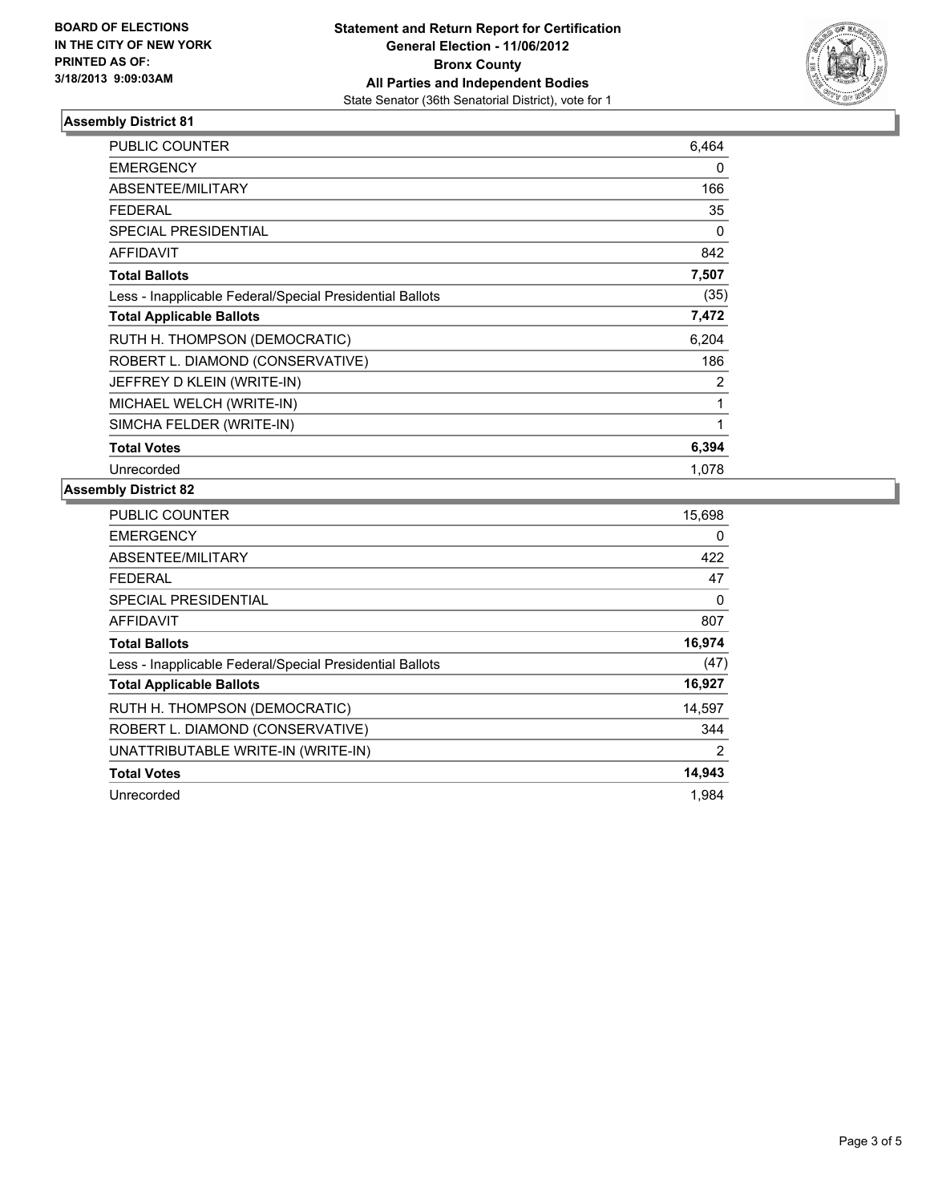**BOARD OF ELECTIONS IN THE CITY OF NEW YORK PRINTED AS OF: 3/18/2013 9:09:03AM**

**Statement and Return Report for Certification**
**General Election - 11/06/2012**
**Bronx County**
**All Parties and Independent Bodies**
State Senator (36th Senatorial District), vote for 1

### Assembly District 81

| | |
|---|---|
| PUBLIC COUNTER | 6,464 |
| EMERGENCY | 0 |
| ABSENTEE/MILITARY | 166 |
| FEDERAL | 35 |
| SPECIAL PRESIDENTIAL | 0 |
| AFFIDAVIT | 842 |
| **Total Ballots** | **7,507** |
| Less - Inapplicable Federal/Special Presidential Ballots | (35) |
| **Total Applicable Ballots** | **7,472** |
| RUTH H. THOMPSON (DEMOCRATIC) | 6,204 |
| ROBERT L. DIAMOND (CONSERVATIVE) | 186 |
| JEFFREY D KLEIN (WRITE-IN) | 2 |
| MICHAEL WELCH (WRITE-IN) | 1 |
| SIMCHA FELDER (WRITE-IN) | 1 |
| **Total Votes** | **6,394** |
| Unrecorded | 1,078 |

### Assembly District 82

| | |
|---|---|
| PUBLIC COUNTER | 15,698 |
| EMERGENCY | 0 |
| ABSENTEE/MILITARY | 422 |
| FEDERAL | 47 |
| SPECIAL PRESIDENTIAL | 0 |
| AFFIDAVIT | 807 |
| **Total Ballots** | **16,974** |
| Less - Inapplicable Federal/Special Presidential Ballots | (47) |
| **Total Applicable Ballots** | **16,927** |
| RUTH H. THOMPSON (DEMOCRATIC) | 14,597 |
| ROBERT L. DIAMOND (CONSERVATIVE) | 344 |
| UNATTRIBUTABLE WRITE-IN (WRITE-IN) | 2 |
| **Total Votes** | **14,943** |
| Unrecorded | 1,984 |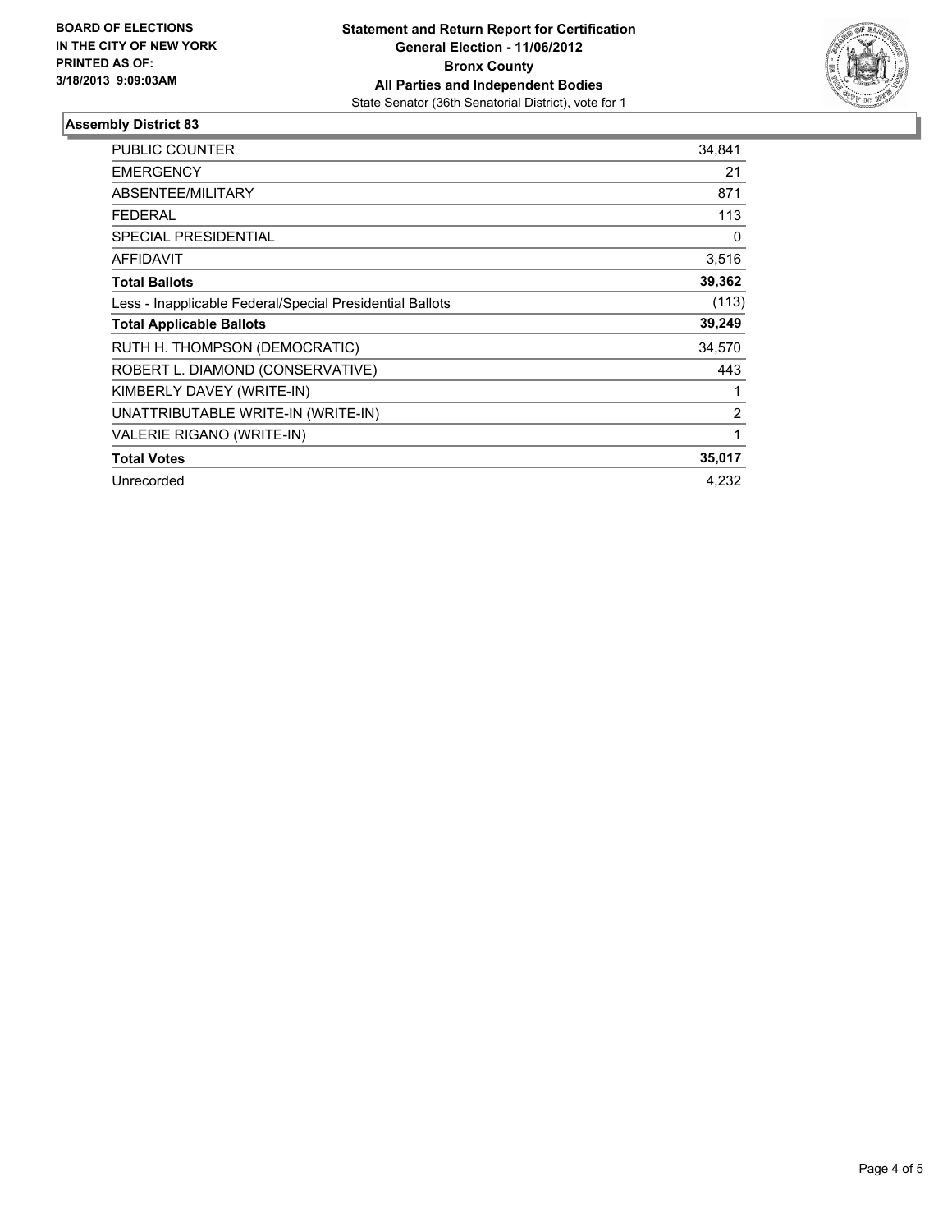**BOARD OF ELECTIONS IN THE CITY OF NEW YORK PRINTED AS OF: 3/18/2013 9:09:03AM**

**Statement and Return Report for Certification**
**General Election - 11/06/2012**
**Bronx County**
**All Parties and Independent Bodies**
State Senator (36th Senatorial District), vote for 1

## Assembly District 83

| | |
|---|---|
| PUBLIC COUNTER | 34,841 |
| EMERGENCY | 21 |
| ABSENTEE/MILITARY | 871 |
| FEDERAL | 113 |
| SPECIAL PRESIDENTIAL | 0 |
| AFFIDAVIT | 3,516 |
| **Total Ballots** | **39,362** |
| Less - Inapplicable Federal/Special Presidential Ballots | (113) |
| **Total Applicable Ballots** | **39,249** |
| RUTH H. THOMPSON (DEMOCRATIC) | 34,570 |
| ROBERT L. DIAMOND (CONSERVATIVE) | 443 |
| KIMBERLY DAVEY (WRITE-IN) | 1 |
| UNATTRIBUTABLE WRITE-IN (WRITE-IN) | 2 |
| VALERIE RIGANO (WRITE-IN) | 1 |
| **Total Votes** | **35,017** |
| Unrecorded | 4,232 |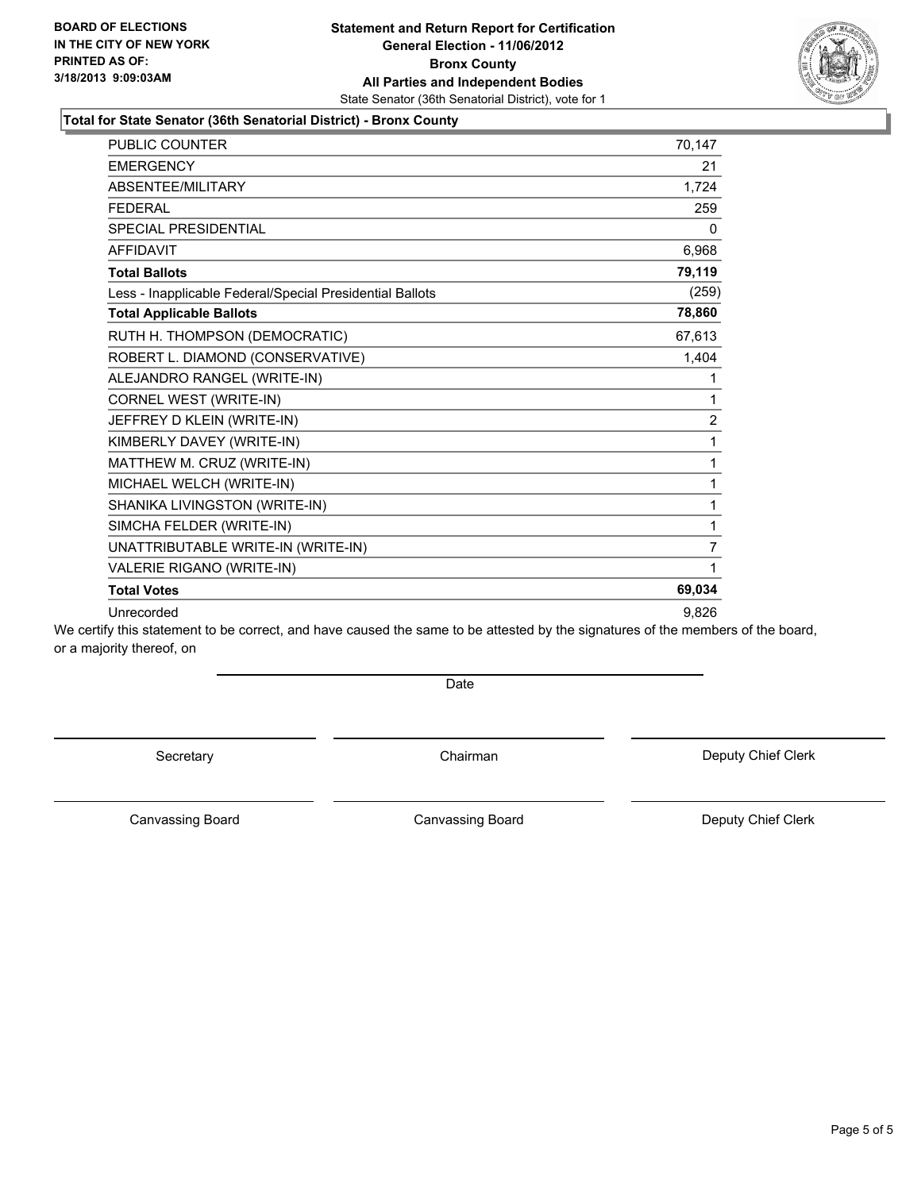**BOARD OF ELECTIONS**
**IN THE CITY OF NEW YORK**
**PRINTED AS OF:**
**3/18/2013 9:09:03AM**

**Statement and Return Report for Certification**
**General Election - 11/06/2012**
**Bronx County**
**All Parties and Independent Bodies**
State Senator (36th Senatorial District), vote for 1

### Total for State Senator (36th Senatorial District) - Bronx County

| | |
|---|---|
| PUBLIC COUNTER | 70,147 |
| EMERGENCY | 21 |
| ABSENTEE/MILITARY | 1,724 |
| FEDERAL | 259 |
| SPECIAL PRESIDENTIAL | 0 |
| AFFIDAVIT | 6,968 |
| **Total Ballots** | **79,119** |
| Less - Inapplicable Federal/Special Presidential Ballots | (259) |
| **Total Applicable Ballots** | **78,860** |
| RUTH H. THOMPSON (DEMOCRATIC) | 67,613 |
| ROBERT L. DIAMOND (CONSERVATIVE) | 1,404 |
| ALEJANDRO RANGEL (WRITE-IN) | 1 |
| CORNEL WEST (WRITE-IN) | 1 |
| JEFFREY D KLEIN (WRITE-IN) | 2 |
| KIMBERLY DAVEY (WRITE-IN) | 1 |
| MATTHEW M. CRUZ (WRITE-IN) | 1 |
| MICHAEL WELCH (WRITE-IN) | 1 |
| SHANIKA LIVINGSTON (WRITE-IN) | 1 |
| SIMCHA FELDER (WRITE-IN) | 1 |
| UNATTRIBUTABLE WRITE-IN (WRITE-IN) | 7 |
| VALERIE RIGANO (WRITE-IN) | 1 |
| **Total Votes** | **69,034** |
| Unrecorded | 9,826 |

We certify this statement to be correct, and have caused the same to be attested by the signatures of the members of the board, or a majority thereof, on

Date

Secretary

Chairman

Deputy Chief Clerk

Canvassing Board

Canvassing Board

Deputy Chief Clerk